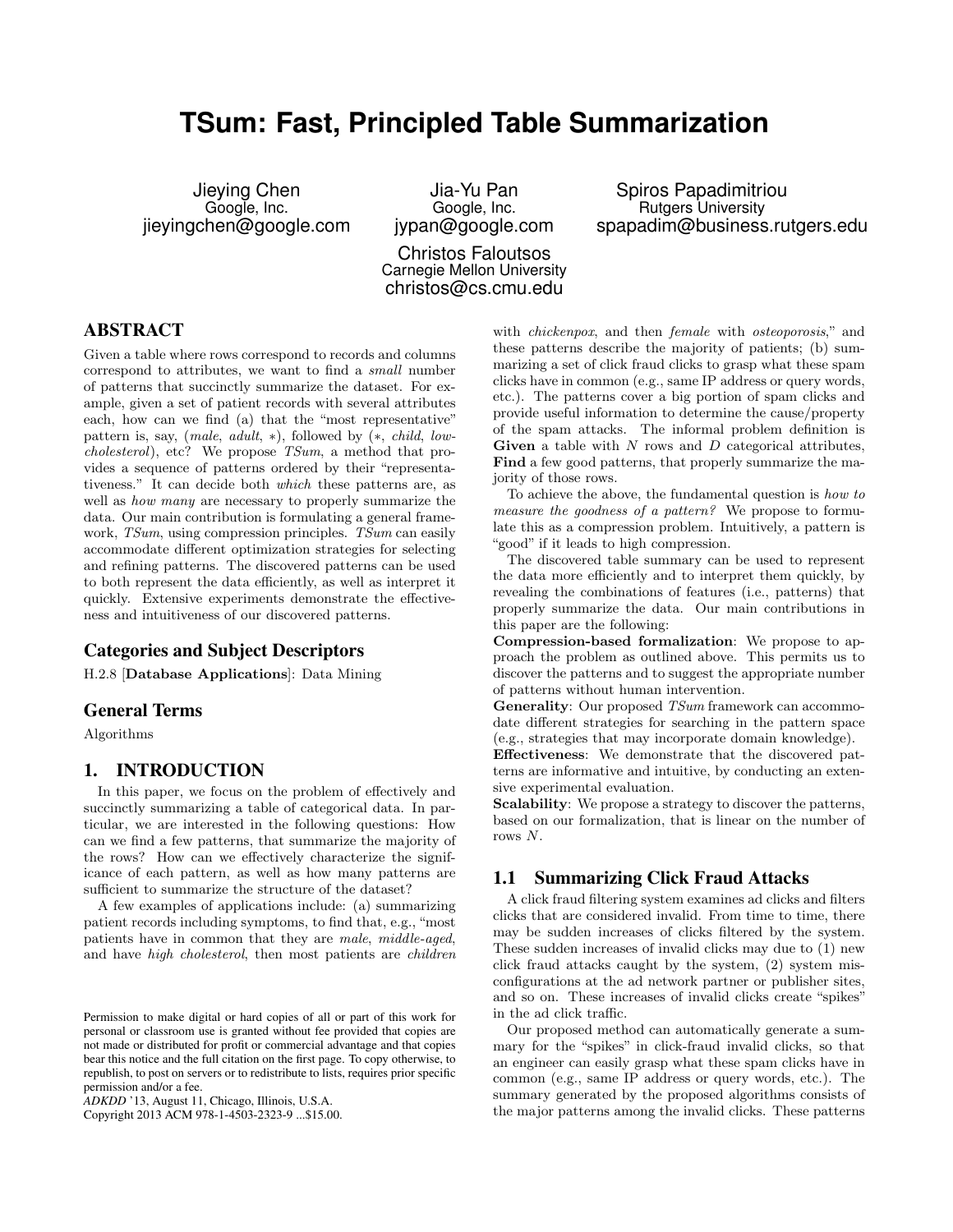# TSum: Fast, Principled Table Summarization

Jieying Chen
Google, Inc.
jieyingchen@google.com

Jia-Yu Pan
Google, Inc.
jypan@google.com

Spiros Papadimitriou
Rutgers University
spapadim@business.rutgers.edu

Christos Faloutsos
Carnegie Mellon University
christos@cs.cmu.edu

## ABSTRACT

Given a table where rows correspond to records and columns correspond to attributes, we want to find a *small* number of patterns that succinctly summarize the dataset. For example, given a set of patient records with several attributes each, how can we find (a) that the "most representative" pattern is, say, (*male*, *adult*, $*$), followed by ($*$, *child*, *low-cholesterol*), etc? We propose *TSum*, a method that provides a sequence of patterns ordered by their "representativeness." It can decide both *which* these patterns are, as well as *how many* are necessary to properly summarize the data. Our main contribution is formulating a general framework, *TSum*, using compression principles. *TSum* can easily accommodate different optimization strategies for selecting and refining patterns. The discovered patterns can be used to both represent the data efficiently, as well as interpret it quickly. Extensive experiments demonstrate the effectiveness and intuitiveness of our discovered patterns.

## Categories and Subject Descriptors

H.2.8 [**Database Applications**]: Data Mining

## General Terms

Algorithms

## 1. INTRODUCTION

In this paper, we focus on the problem of effectively and succinctly summarizing a table of categorical data. In particular, we are interested in the following questions: How can we find a few patterns, that summarize the majority of the rows? How can we effectively characterize the significance of each pattern, as well as how many patterns are sufficient to summarize the structure of the dataset?

A few examples of applications include: (a) summarizing patient records including symptoms, to find that, e.g., "most patients have in common that they are *male*, *middle-aged*, and have *high cholesterol*, then most patients are *children* with *chickenpox*, and then *female* with *osteoporosis*," and these patterns describe the majority of patients; (b) summarizing a set of click fraud clicks to grasp what these spam clicks have in common (e.g., same IP address or query words, etc.). The patterns cover a big portion of spam clicks and provide useful information to determine the cause/property of the spam attacks. The informal problem definition is **Given** a table with $N$ rows and $D$ categorical attributes, **Find** a few good patterns, that properly summarize the majority of those rows.

To achieve the above, the fundamental question is *how to measure the goodness of a pattern?* We propose to formulate this as a compression problem. Intuitively, a pattern is "good" if it leads to high compression.

The discovered table summary can be used to represent the data more efficiently and to interpret them quickly, by revealing the combinations of features (i.e., patterns) that properly summarize the data. Our main contributions in this paper are the following:

**Compression-based formalization**: We propose to approach the problem as outlined above. This permits us to discover the patterns and to suggest the appropriate number of patterns without human intervention.

**Generality**: Our proposed *TSum* framework can accommodate different strategies for searching in the pattern space (e.g., strategies that may incorporate domain knowledge).

**Effectiveness**: We demonstrate that the discovered patterns are informative and intuitive, by conducting an extensive experimental evaluation.

**Scalability**: We propose a strategy to discover the patterns, based on our formalization, that is linear on the number of rows $N$.

### 1.1 Summarizing Click Fraud Attacks

A click fraud filtering system examines ad clicks and filters clicks that are considered invalid. From time to time, there may be sudden increases of clicks filtered by the system. These sudden increases of invalid clicks may due to (1) new click fraud attacks caught by the system, (2) system misconfigurations at the ad network partner or publisher sites, and so on. These increases of invalid clicks create "spikes" in the ad click traffic.

Our proposed method can automatically generate a summary for the "spikes" in click-fraud invalid clicks, so that an engineer can easily grasp what these spam clicks have in common (e.g., same IP address or query words, etc.). The summary generated by the proposed algorithms consists of the major patterns among the invalid clicks. These patterns

Permission to make digital or hard copies of all or part of this work for personal or classroom use is granted without fee provided that copies are not made or distributed for profit or commercial advantage and that copies bear this notice and the full citation on the first page. To copy otherwise, to republish, to post on servers or to redistribute to lists, requires prior specific permission and/or a fee.
*ADKDD* '13, August 11, Chicago, Illinois, U.S.A.
Copyright 2013 ACM 978-1-4503-2323-9 ...$15.00.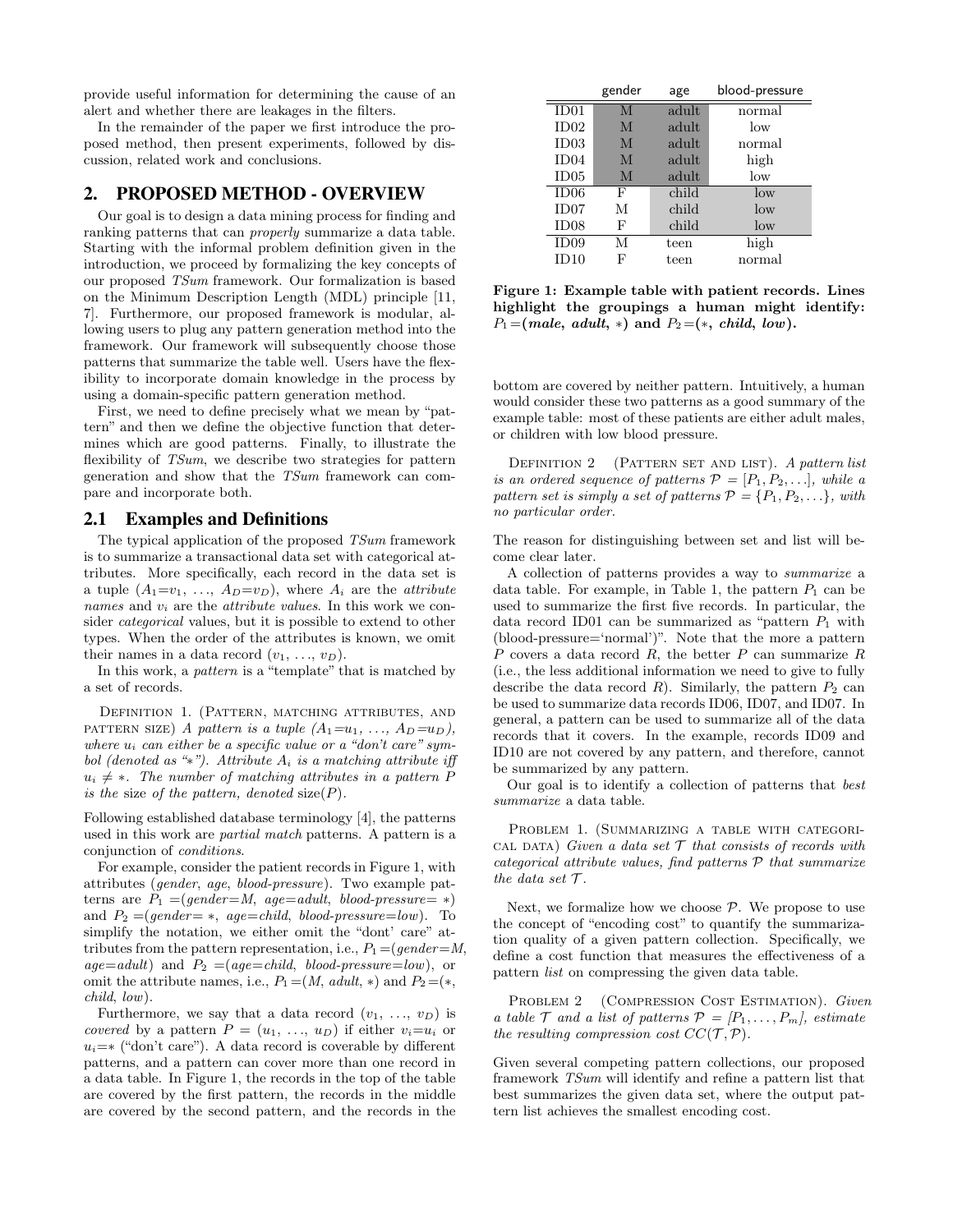provide useful information for determining the cause of an alert and whether there are leakages in the filters.

In the remainder of the paper we first introduce the proposed method, then present experiments, followed by discussion, related work and conclusions.

## 2. PROPOSED METHOD - OVERVIEW

Our goal is to design a data mining process for finding and ranking patterns that can *properly* summarize a data table. Starting with the informal problem definition given in the introduction, we proceed by formalizing the key concepts of our proposed *TSum* framework. Our formalization is based on the Minimum Description Length (MDL) principle [11, 7]. Furthermore, our proposed framework is modular, allowing users to plug any pattern generation method into the framework. Our framework will subsequently choose those patterns that summarize the table well. Users have the flexibility to incorporate domain knowledge in the process by using a domain-specific pattern generation method.

First, we need to define precisely what we mean by "pattern" and then we define the objective function that determines which are good patterns. Finally, to illustrate the flexibility of *TSum*, we describe two strategies for pattern generation and show that the *TSum* framework can compare and incorporate both.

### 2.1 Examples and Definitions

The typical application of the proposed *TSum* framework is to summarize a transactional data set with categorical attributes. More specifically, each record in the data set is a tuple ($A_1$=$v_1$, …, $A_D$=$v_D$), where $A_i$ are the *attribute names* and $v_i$ are the *attribute values*. In this work we consider *categorical* values, but it is possible to extend to other types. When the order of the attributes is known, we omit their names in a data record ($v_1$, …, $v_D$).

In this work, a *pattern* is a "template" that is matched by a set of records.

Definition 1. (Pattern, matching attributes, and pattern size) *A pattern is a tuple ($A_1$=$u_1$, …, $A_D$=$u_D$), where $u_i$ can either be a specific value or a "don't care" symbol (denoted as "∗"). Attribute $A_i$ is a matching attribute iff $u_i \neq *$. The number of matching attributes in a pattern P is the* size *of the pattern, denoted* size(P).

Following established database terminology [4], the patterns used in this work are *partial match* patterns. A pattern is a conjunction of *conditions*.

For example, consider the patient records in Figure 1, with attributes (*gender*, *age*, *blood-pressure*). Two example patterns are $P_1$ =(*gender*=*M*, *age*=*adult*, *blood-pressure*= ∗) and $P_2$ =(*gender*= ∗, *age*=*child*, *blood-pressure*=*low*). To simplify the notation, we either omit the "dont' care" attributes from the pattern representation, i.e., $P_1$ =(*gender*=*M*, *age*=*adult*) and $P_2$ =(*age*=*child*, *blood-pressure*=*low*), or omit the attribute names, i.e., $P_1$ =(*M*, *adult*, ∗) and $P_2$ =(∗, *child*, *low*).

Furthermore, we say that a data record ($v_1$, …, $v_D$) is *covered* by a pattern $P$ = ($u_1$, …, $u_D$) if either $v_i$=$u_i$ or $u_i$=∗ ("don't care"). A data record is coverable by different patterns, and a pattern can cover more than one record in a data table. In Figure 1, the records in the top of the table are covered by the first pattern, the records in the middle are covered by the second pattern, and the records in the bottom are covered by neither pattern. Intuitively, a human would consider these two patterns as a good summary of the example table: most of these patients are either adult males, or children with low blood pressure.

| | gender | age | blood-pressure |
|---|---|---|---|
| ID01 | M | adult | normal |
| ID02 | M | adult | low |
| ID03 | M | adult | normal |
| ID04 | M | adult | high |
| ID05 | M | adult | low |
| ID06 | F | child | low |
| ID07 | M | child | low |
| ID08 | F | child | low |
| ID09 | M | teen | high |
| ID10 | F | teen | normal |

**Figure 1: Example table with patient records. Lines highlight the groupings a human might identify: $P_1$=(*male*, *adult*, ∗) and $P_2$=(∗, *child*, *low*).**

Definition 2 (Pattern set and list). *A pattern list is an ordered sequence of patterns $\mathcal{P} = [P_1, P_2, \ldots]$, while a pattern set is simply a set of patterns $\mathcal{P} = \{P_1, P_2, \ldots\}$, with no particular order.*

The reason for distinguishing between set and list will become clear later.

A collection of patterns provides a way to *summarize* a data table. For example, in Table 1, the pattern $P_1$ can be used to summarize the first five records. In particular, the data record ID01 can be summarized as "pattern $P_1$ with (blood-pressure='normal')". Note that the more a pattern $P$ covers a data record $R$, the better $P$ can summarize $R$ (i.e., the less additional information we need to give to fully describe the data record $R$). Similarly, the pattern $P_2$ can be used to summarize data records ID06, ID07, and ID07. In general, a pattern can be used to summarize all of the data records that it covers. In the example, records ID09 and ID10 are not covered by any pattern, and therefore, cannot be summarized by any pattern.

Our goal is to identify a collection of patterns that *best summarize* a data table.

Problem 1. (Summarizing a table with categorical data) *Given a data set $\mathcal{T}$ that consists of records with categorical attribute values, find patterns $\mathcal{P}$ that summarize the data set $\mathcal{T}$.*

Next, we formalize how we choose $\mathcal{P}$. We propose to use the concept of "encoding cost" to quantify the summarization quality of a given pattern collection. Specifically, we define a cost function that measures the effectiveness of a pattern *list* on compressing the given data table.

Problem 2 (Compression Cost Estimation). *Given a table $\mathcal{T}$ and a list of patterns $\mathcal{P} = [P_1, \ldots, P_m]$, estimate the resulting compression cost $CC(\mathcal{T}, \mathcal{P})$.*

Given several competing pattern collections, our proposed framework *TSum* will identify and refine a pattern list that best summarizes the given data set, where the output pattern list achieves the smallest encoding cost.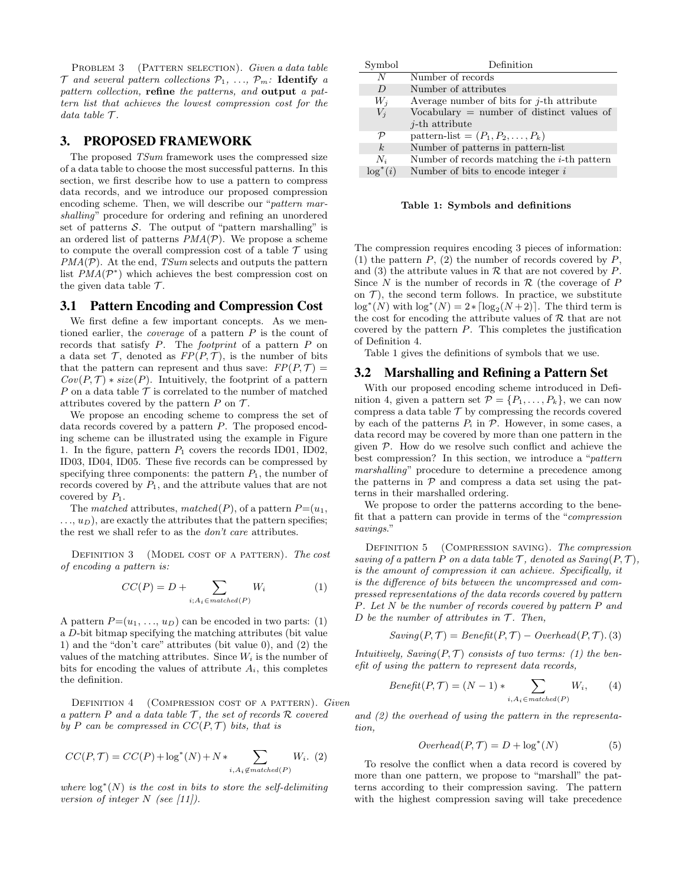Problem 3 (Pattern selection). *Given a data table $\mathcal{T}$ and several pattern collections $\mathcal{P}_1, \ldots, \mathcal{P}_m$:* **Identify** *a pattern collection,* **refine** *the patterns, and* **output** *a pattern list that achieves the lowest compression cost for the data table $\mathcal{T}$.*

## 3. PROPOSED FRAMEWORK

The proposed *TSum* framework uses the compressed size of a data table to choose the most successful patterns. In this section, we first describe how to use a pattern to compress data records, and we introduce our proposed compression encoding scheme. Then, we will describe our "*pattern marshalling*" procedure for ordering and refining an unordered set of patterns $\mathcal{S}$. The output of "pattern marshalling" is an ordered list of patterns $PMA(\mathcal{P})$. We propose a scheme to compute the overall compression cost of a table $\mathcal{T}$ using $PMA(\mathcal{P})$. At the end, *TSum* selects and outputs the pattern list $PMA(\mathcal{P}^*)$ which achieves the best compression cost on the given data table $\mathcal{T}$.

### 3.1 Pattern Encoding and Compression Cost

We first define a few important concepts. As we mentioned earlier, the *coverage* of a pattern $P$ is the count of records that satisfy $P$. The *footprint* of a pattern $P$ on a data set $\mathcal{T}$, denoted as $FP(P, \mathcal{T})$, is the number of bits that the pattern can represent and thus save: $FP(P, \mathcal{T}) = Cov(P, \mathcal{T}) * size(P)$. Intuitively, the footprint of a pattern $P$ on a data table $\mathcal{T}$ is correlated to the number of matched attributes covered by the pattern $P$ on $\mathcal{T}$.

We propose an encoding scheme to compress the set of data records covered by a pattern $P$. The proposed encoding scheme can be illustrated using the example in Figure 1. In the figure, pattern $P_1$ covers the records ID01, ID02, ID03, ID04, ID05. These five records can be compressed by specifying three components: the pattern $P_1$, the number of records covered by $P_1$, and the attribute values that are not covered by $P_1$.

The *matched* attributes, $matched(P)$, of a pattern $P$=($u_1$, $\ldots$, $u_D$), are exactly the attributes that the pattern specifies; the rest we shall refer to as the *don't care* attributes.

Definition 3 (Model cost of a pattern). *The cost of encoding a pattern is:*

$$CC(P) = D + \sum_{i; A_i \in matched(P)} W_i \tag{1}$$

A pattern $P$=($u_1$, $\ldots$, $u_D$) can be encoded in two parts: (1) a $D$-bit bitmap specifying the matching attributes (bit value 1) and the "don't care" attributes (bit value 0), and (2) the values of the matching attributes. Since $W_i$ is the number of bits for encoding the values of attribute $A_i$, this completes the definition.

Definition 4 (Compression cost of a pattern). *Given a pattern $P$ and a data table $\mathcal{T}$, the set of records $\mathcal{R}$ covered by $P$ can be compressed in $CC(P, \mathcal{T})$ bits, that is*

$$CC(P, \mathcal{T}) = CC(P) + \log^*(N) + N * \sum_{i, A_i \notin matched(P)} W_i. \tag{2}$$

*where $\log^*(N)$ is the cost in bits to store the self-delimiting version of integer $N$ (see [11]).*

| Symbol | Definition |
|---|---|
| $N$ | Number of records |
| $D$ | Number of attributes |
| $W_j$ | Average number of bits for $j$-th attribute |
| $V_j$ | Vocabulary = number of distinct values of $j$-th attribute |
| $\mathcal{P}$ | pattern-list = $(P_1, P_2, \ldots, P_k)$ |
| $k$ | Number of patterns in pattern-list |
| $N_i$ | Number of records matching the $i$-th pattern |
| $\log^*(i)$ | Number of bits to encode integer $i$ |

**Table 1: Symbols and definitions**

The compression requires encoding 3 pieces of information: (1) the pattern $P$, (2) the number of records covered by $P$, and (3) the attribute values in $\mathcal{R}$ that are not covered by $P$. Since $N$ is the number of records in $\mathcal{R}$ (the coverage of $P$ on $\mathcal{T}$), the second term follows. In practice, we substitute $\log^*(N)$ with $\log^*(N) = 2 * \lceil \log_2(N+2) \rceil$. The third term is the cost for encoding the attribute values of $\mathcal{R}$ that are not covered by the pattern $P$. This completes the justification of Definition 4.

Table 1 gives the definitions of symbols that we use.

### 3.2 Marshalling and Refining a Pattern Set

With our proposed encoding scheme introduced in Definition 4, given a pattern set $\mathcal{P} = \{P_1, \ldots, P_k\}$, we can now compress a data table $\mathcal{T}$ by compressing the records covered by each of the patterns $P_i$ in $\mathcal{P}$. However, in some cases, a data record may be covered by more than one pattern in the given $\mathcal{P}$. How do we resolve such conflict and achieve the best compression? In this section, we introduce a "*pattern marshalling*" procedure to determine a precedence among the patterns in $\mathcal{P}$ and compress a data set using the patterns in their marshalled ordering.

We propose to order the patterns according to the benefit that a pattern can provide in terms of the "*compression savings*."

Definition 5 (Compression saving). *The compression saving of a pattern $P$ on a data table $\mathcal{T}$, denoted as $Saving(P, \mathcal{T})$, is the amount of compression it can achieve. Specifically, it is the difference of bits between the uncompressed and compressed representations of the data records covered by pattern $P$. Let $N$ be the number of records covered by pattern $P$ and $D$ be the number of attributes in $\mathcal{T}$. Then,*

$$Saving(P, \mathcal{T}) = Benefit(P, \mathcal{T}) - Overhead(P, \mathcal{T}). \tag{3}$$

*Intuitively, $Saving(P, \mathcal{T})$ consists of two terms: (1) the benefit of using the pattern to represent data records,*

$$Benefit(P, \mathcal{T}) = (N - 1) * \sum_{i, A_i \in matched(P)} W_i, \tag{4}$$

*and (2) the overhead of using the pattern in the representation,*

$$Overhead(P, \mathcal{T}) = D + \log^*(N) \tag{5}$$

To resolve the conflict when a data record is covered by more than one pattern, we propose to "marshall" the patterns according to their compression saving. The pattern with the highest compression saving will take precedence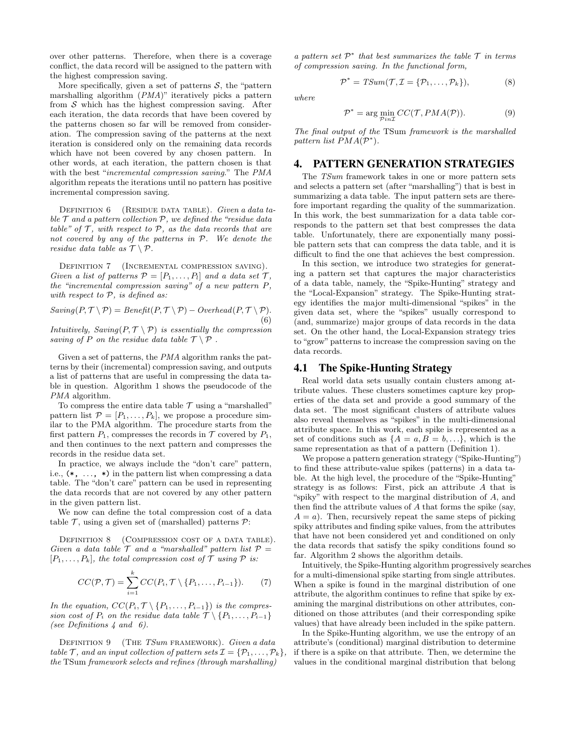over other patterns. Therefore, when there is a coverage conflict, the data record will be assigned to the pattern with the highest compression saving.

More specifically, given a set of patterns $\mathcal{S}$, the "pattern marshalling algorithm (*PMA*)" iteratively picks a pattern from $\mathcal{S}$ which has the highest compression saving. After each iteration, the data records that have been covered by the patterns chosen so far will be removed from consideration. The compression saving of the patterns at the next iteration is considered only on the remaining data records which have not been covered by any chosen pattern. In other words, at each iteration, the pattern chosen is that with the best "*incremental compression saving*." The *PMA* algorithm repeats the iterations until no pattern has positive incremental compression saving.

Definition 6 (Residue data table). *Given a data table $\mathcal{T}$ and a pattern collection $\mathcal{P}$, we defined the "residue data table" of $\mathcal{T}$, with respect to $\mathcal{P}$, as the data records that are not covered by any of the patterns in $\mathcal{P}$. We denote the residue data table as $\mathcal{T} \setminus \mathcal{P}$.*

Definition 7 (Incremental compression saving). *Given a list of patterns $\mathcal{P} = [P_1, \ldots, P_l]$ and a data set $\mathcal{T}$, the "incremental compression saving" of a new pattern $P$, with respect to $\mathcal{P}$, is defined as:*

$$Saving(P, \mathcal{T} \setminus \mathcal{P}) = Benefit(P, \mathcal{T} \setminus \mathcal{P}) - Overhead(P, \mathcal{T} \setminus \mathcal{P}). \tag{6}$$

*Intuitively, $Saving(P, \mathcal{T} \setminus \mathcal{P})$ is essentially the compression saving of $P$ on the residue data table $\mathcal{T} \setminus \mathcal{P}$ .*

Given a set of patterns, the *PMA* algorithm ranks the patterns by their (incremental) compression saving, and outputs a list of patterns that are useful in compressing the data table in question. Algorithm 1 shows the pseudocode of the *PMA* algorithm.

To compress the entire data table $\mathcal{T}$ using a "marshalled" pattern list $\mathcal{P} = [P_1, \ldots, P_k]$, we propose a procedure similar to the PMA algorithm. The procedure starts from the first pattern $P_1$, compresses the records in $\mathcal{T}$ covered by $P_1$, and then continues to the next pattern and compresses the records in the residue data set.

In practice, we always include the "don't care" pattern, i.e., `(*, ..., *)` in the pattern list when compressing a data table. The "don't care" pattern can be used in representing the data records that are not covered by any other pattern in the given pattern list.

We now can define the total compression cost of a data table $\mathcal{T}$, using a given set of (marshalled) patterns $\mathcal{P}$:

Definition 8 (Compression cost of a data table). *Given a data table $\mathcal{T}$ and a "marshalled" pattern list $\mathcal{P} = [P_1, \ldots, P_k]$, the total compression cost of $\mathcal{T}$ using $\mathcal{P}$ is:*

$$CC(\mathcal{P}, \mathcal{T}) = \sum_{i=1}^{k} CC(P_i, \mathcal{T} \setminus \{P_1, \ldots, P_{i-1}\}). \tag{7}$$

*In the equation, $CC(P_i, \mathcal{T} \setminus \{P_1, \ldots, P_{i-1}\})$ is the compression cost of $P_i$ on the residue data table $\mathcal{T} \setminus \{P_1, \ldots, P_{i-1}\}$ (see Definitions 4 and 6).*

Definition 9 (The *TSum* framework). *Given a data table $\mathcal{T}$, and an input collection of pattern sets $\mathcal{I} = \{\mathcal{P}_1, \ldots, \mathcal{P}_k\}$, the* TSum *framework selects and refines (through marshalling) a pattern set $\mathcal{P}^*$ that best summarizes the table $\mathcal{T}$ in terms of compression saving. In the functional form,*

$$\mathcal{P}^* = TSum(\mathcal{T}, \mathcal{I} = \{\mathcal{P}_1, \ldots, \mathcal{P}_k\}), \tag{8}$$

*where*

$$\mathcal{P}^* = \arg\min_{\mathcal{P} in \mathcal{I}} CC(\mathcal{T}, PMA(\mathcal{P})). \tag{9}$$

*The final output of the* TSum *framework is the marshalled pattern list $PMA(\mathcal{P}^*)$.*

## 4. PATTERN GENERATION STRATEGIES

The *TSum* framework takes in one or more pattern sets and selects a pattern set (after "marshalling") that is best in summarizing a data table. The input pattern sets are therefore important regarding the quality of the summarization. In this work, the best summarization for a data table corresponds to the pattern set that best compresses the data table. Unfortunately, there are exponentially many possible pattern sets that can compress the data table, and it is difficult to find the one that achieves the best compression.

In this section, we introduce two strategies for generating a pattern set that captures the major characteristics of a data table, namely, the "Spike-Hunting" strategy and the "Local-Expansion" strategy. The Spike-Hunting strategy identifies the major multi-dimensional "spikes" in the given data set, where the "spikes" usually correspond to (and, summarize) major groups of data records in the data set. On the other hand, the Local-Expansion strategy tries to "grow" patterns to increase the compression saving on the data records.

### 4.1 The Spike-Hunting Strategy

Real world data sets usually contain clusters among attribute values. These clusters sometimes capture key properties of the data set and provide a good summary of the data set. The most significant clusters of attribute values also reveal themselves as "spikes" in the multi-dimensional attribute space. In this work, each spike is represented as a set of conditions such as $\{A = a, B = b, \ldots\}$, which is the same representation as that of a pattern (Definition 1).

We propose a pattern generation strategy ("Spike-Hunting") to find these attribute-value spikes (patterns) in a data table. At the high level, the procedure of the "Spike-Hunting" strategy is as follows: First, pick an attribute $A$ that is "spiky" with respect to the marginal distribution of $A$, and then find the attribute values of $A$ that forms the spike (say, $A = a$). Then, recursively repeat the same steps of picking spiky attributes and finding spike values, from the attributes that have not been considered yet and conditioned on only the data records that satisfy the spiky conditions found so far. Algorithm 2 shows the algorithm details.

Intuitively, the Spike-Hunting algorithm progressively searches for a multi-dimensional spike starting from single attributes. When a spike is found in the marginal distribution of one attribute, the algorithm continues to refine that spike by examining the marginal distributions on other attributes, conditioned on those attributes (and their corresponding spike values) that have already been included in the spike pattern.

In the Spike-Hunting algorithm, we use the entropy of an attribute's (conditional) marginal distribution to determine if there is a spike on that attribute. Then, we determine the values in the conditional marginal distribution that belong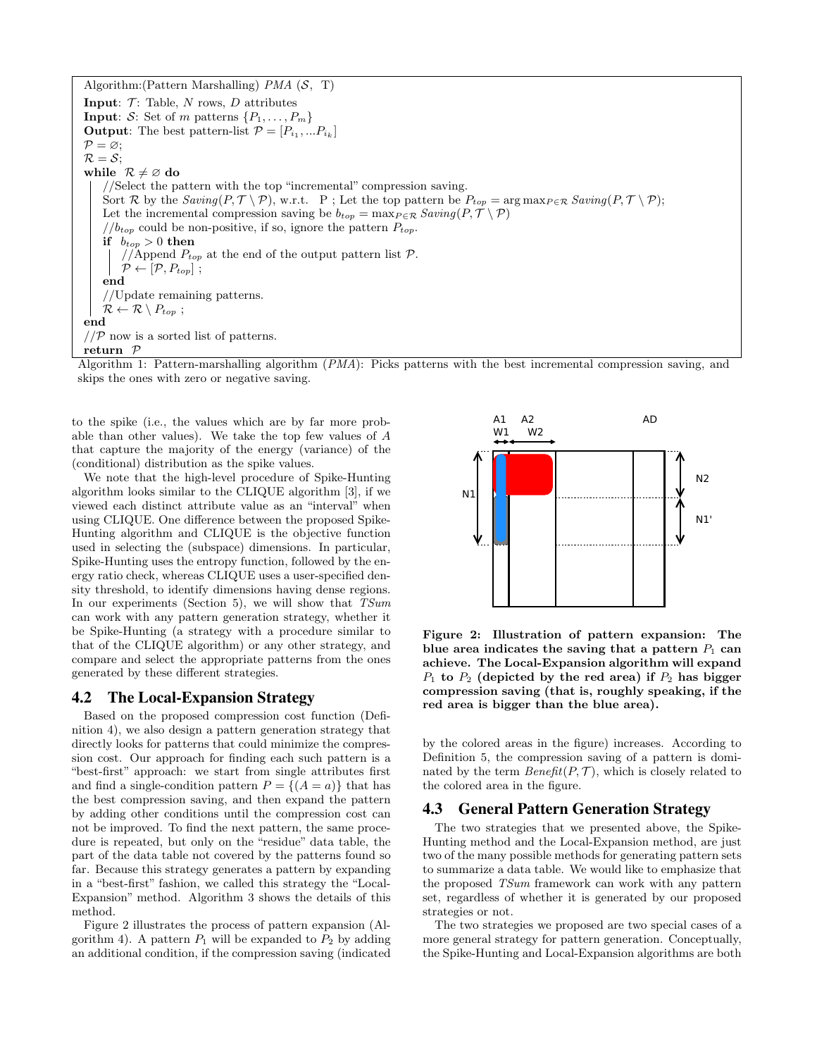```
Algorithm:(Pattern Marshalling) PMA (S, T)
Input: T: Table, N rows, D attributes
Input: S: Set of m patterns {P_1, ..., P_m}
Output: The best pattern-list P = [P_{i_1}, ...P_{i_k}]
P = ∅;
R = S;
while R ≠ ∅ do
    //Select the pattern with the top "incremental" compression saving.
    Sort R by the Saving(P, T \ P), w.r.t. P ; Let the top pattern be P_top = arg max_{P∈R} Saving(P, T \ P);
    Let the incremental compression saving be b_top = max_{P∈R} Saving(P, T \ P)
    //b_top could be non-positive, if so, ignore the pattern P_top.
    if b_top > 0 then
        //Append P_top at the end of the output pattern list P.
        P ← [P, P_top] ;
    end
    //Update remaining patterns.
    R ← R \ P_top ;
end
//P now is a sorted list of patterns.
return P
```

Algorithm 1: Pattern-marshalling algorithm (*PMA*): Picks patterns with the best incremental compression saving, and skips the ones with zero or negative saving.

to the spike (i.e., the values which are by far more probable than other values). We take the top few values of $A$ that capture the majority of the energy (variance) of the (conditional) distribution as the spike values.

We note that the high-level procedure of Spike-Hunting algorithm looks similar to the CLIQUE algorithm [3], if we viewed each distinct attribute value as an "interval" when using CLIQUE. One difference between the proposed Spike-Hunting algorithm and CLIQUE is the objective function used in selecting the (subspace) dimensions. In particular, Spike-Hunting uses the entropy function, followed by the energy ratio check, whereas CLIQUE uses a user-specified density threshold, to identify dimensions having dense regions. In our experiments (Section 5), we will show that *TSum* can work with any pattern generation strategy, whether it be Spike-Hunting (a strategy with a procedure similar to that of the CLIQUE algorithm) or any other strategy, and compare and select the appropriate patterns from the ones generated by these different strategies.

## 4.2 The Local-Expansion Strategy

Based on the proposed compression cost function (Definition 4), we also design a pattern generation strategy that directly looks for patterns that could minimize the compression cost. Our approach for finding each such pattern is a "best-first" approach: we start from single attributes first and find a single-condition pattern $P = \{(A = a)\}$ that has the best compression saving, and then expand the pattern by adding other conditions until the compression cost can not be improved. To find the next pattern, the same procedure is repeated, but only on the "residue" data table, the part of the data table not covered by the patterns found so far. Because this strategy generates a pattern by expanding in a "best-first" fashion, we called this strategy the "Local-Expansion" method. Algorithm 3 shows the details of this method.

Figure 2 illustrates the process of pattern expansion (Algorithm 4). A pattern $P_1$ will be expanded to $P_2$ by adding an additional condition, if the compression saving (indicated by the colored areas in the figure) increases. According to Definition 5, the compression saving of a pattern is dominated by the term $Benefit(P, \mathcal{T})$, which is closely related to the colored area in the figure.

**Figure 2: Illustration of pattern expansion: The blue area indicates the saving that a pattern $P_1$ can achieve. The Local-Expansion algorithm will expand $P_1$ to $P_2$ (depicted by the red area) if $P_2$ has bigger compression saving (that is, roughly speaking, if the red area is bigger than the blue area).**

## 4.3 General Pattern Generation Strategy

The two strategies that we presented above, the Spike-Hunting method and the Local-Expansion method, are just two of the many possible methods for generating pattern sets to summarize a data table. We would like to emphasize that the proposed *TSum* framework can work with any pattern set, regardless of whether it is generated by our proposed strategies or not.

The two strategies we proposed are two special cases of a more general strategy for pattern generation. Conceptually, the Spike-Hunting and Local-Expansion algorithms are both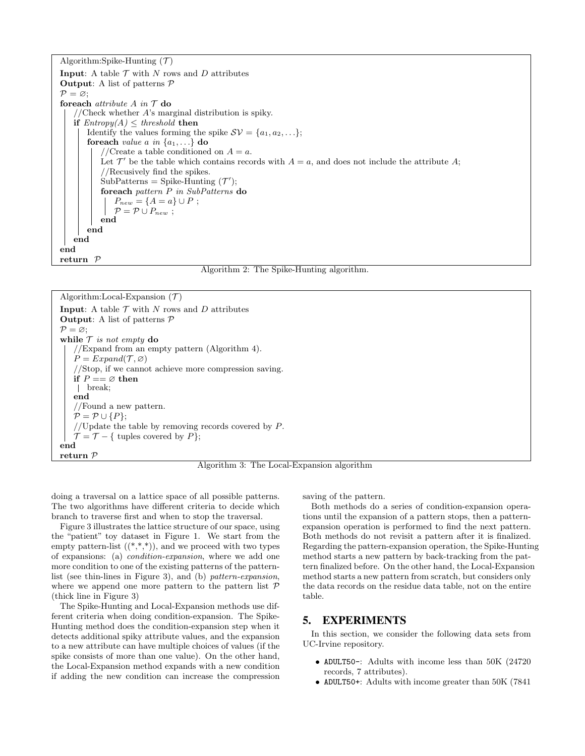```
Algorithm:Spike-Hunting (T)
Input: A table T with N rows and D attributes
Output: A list of patterns P
P = ∅;
foreach attribute A in T do
    //Check whether A's marginal distribution is spiky.
    if Entropy(A) ≤ threshold then
        Identify the values forming the spike SV = {a1, a2, ...};
        foreach value a in {a1, ...} do
            //Create a table conditioned on A = a.
            Let T' be the table which contains records with A = a, and does not include the attribute A;
            //Recusively find the spikes.
            SubPatterns = Spike-Hunting (T');
            foreach pattern P in SubPatterns do
                P_new = {A = a} ∪ P ;
                P = P ∪ P_new ;
            end
        end
    end
end
return P
```

Algorithm 2: The Spike-Hunting algorithm.

```
Algorithm:Local-Expansion (T)
Input: A table T with N rows and D attributes
Output: A list of patterns P
P = ∅;
while T is not empty do
    //Expand from an empty pattern (Algorithm 4).
    P = Expand(T, ∅)
    //Stop, if we cannot achieve more compression saving.
    if P == ∅ then
        break;
    end
    //Found a new pattern.
    P = P ∪ {P};
    //Update the table by removing records covered by P.
    T = T − { tuples covered by P};
end
return P
```

Algorithm 3: The Local-Expansion algorithm

doing a traversal on a lattice space of all possible patterns. The two algorithms have different criteria to decide which branch to traverse first and when to stop the traversal.

Figure 3 illustrates the lattice structure of our space, using the "patient" toy dataset in Figure 1. We start from the empty pattern-list ((*,*,*)), and we proceed with two types of expansions: (a) *condition-expansion*, where we add one more condition to one of the existing patterns of the pattern-list (see thin-lines in Figure 3), and (b) *pattern-expansion*, where we append one more pattern to the pattern list $\mathcal{P}$ (thick line in Figure 3)

The Spike-Hunting and Local-Expansion methods use different criteria when doing condition-expansion. The Spike-Hunting method does the condition-expansion step when it detects additional spiky attribute values, and the expansion to a new attribute can have multiple choices of values (if the spike consists of more than one value). On the other hand, the Local-Expansion method expands with a new condition if adding the new condition can increase the compression saving of the pattern.

Both methods do a series of condition-expansion operations until the expansion of a pattern stops, then a pattern-expansion operation is performed to find the next pattern. Both methods do not revisit a pattern after it is finalized. Regarding the pattern-expansion operation, the Spike-Hunting method starts a new pattern by back-tracking from the pattern finalized before. On the other hand, the Local-Expansion method starts a new pattern from scratch, but considers only the data records on the residue data table, not on the entire table.

## 5. EXPERIMENTS

In this section, we consider the following data sets from UC-Irvine repository.

- `ADULT50-`: Adults with income less than 50K (24720 records, 7 attributes).
- `ADULT50+`: Adults with income greater than 50K (7841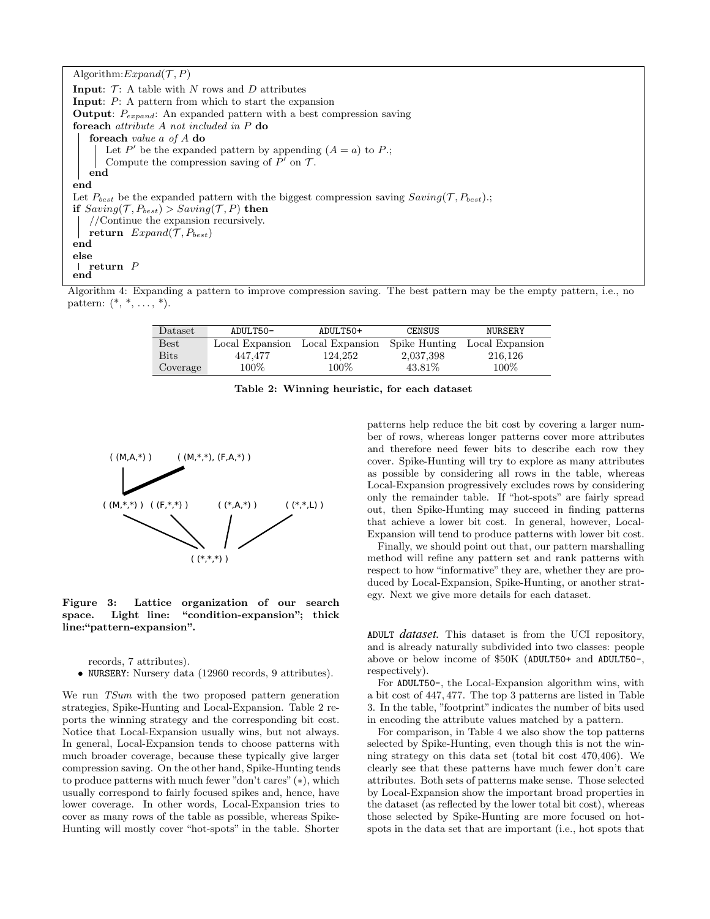Algorithm: $Expand(\mathcal{T}, P)$

**Input**: $\mathcal{T}$: A table with $N$ rows and $D$ attributes
**Input**: $P$: A pattern from which to start the expansion
**Output**: $P_{expand}$: An expanded pattern with a best compression saving

```
foreach attribute A not included in P do
    foreach value a of A do
        Let P' be the expanded pattern by appending (A = a) to P.;
        Compute the compression saving of P' on T.
    end
end
Let P_best be the expanded pattern with the biggest compression saving Saving(T, P_best).;
if Saving(T, P_best) > Saving(T, P) then
    //Continue the expansion recursively.
    return Expand(T, P_best)
end
else
    return P
end
```

Algorithm 4: Expanding a pattern to improve compression saving. The best pattern may be the empty pattern, i.e., no pattern: (*, *, ..., *).

| Dataset | ADULT50- | ADULT50+ | CENSUS | NURSERY |
|---|---|---|---|---|
| Best | Local Expansion | Local Expansion | Spike Hunting | Local Expansion |
| Bits | 447,477 | 124,252 | 2,037,398 | 216,126 |
| Coverage | 100% | 100% | 43.81% | 100% |

**Table 2: Winning heuristic, for each dataset**

**Figure 3: Lattice organization of our search space. Light line: "condition-expansion"; thick line:"pattern-expansion".**

records, 7 attributes).

- NURSERY: Nursery data (12960 records, 9 attributes).

We run *TSum* with the two proposed pattern generation strategies, Spike-Hunting and Local-Expansion. Table 2 reports the winning strategy and the corresponding bit cost. Notice that Local-Expansion usually wins, but not always. In general, Local-Expansion tends to choose patterns with much broader coverage, because these typically give larger compression saving. On the other hand, Spike-Hunting tends to produce patterns with much fewer "don't cares" (*), which usually correspond to fairly focused spikes and, hence, have lower coverage. In other words, Local-Expansion tries to cover as many rows of the table as possible, whereas Spike-Hunting will mostly cover "hot-spots" in the table. Shorter patterns help reduce the bit cost by covering a larger number of rows, whereas longer patterns cover more attributes and therefore need fewer bits to describe each row they cover. Spike-Hunting will try to explore as many attributes as possible by considering all rows in the table, whereas Local-Expansion progressively excludes rows by considering only the remainder table. If "hot-spots" are fairly spread out, then Spike-Hunting may succeed in finding patterns that achieve a lower bit cost. In general, however, Local-Expansion will tend to produce patterns with lower bit cost.

Finally, we should point out that, our pattern marshalling method will refine any pattern set and rank patterns with respect to how "informative" they are, whether they are produced by Local-Expansion, Spike-Hunting, or another strategy. Next we give more details for each dataset.

**ADULT *dataset.*** This dataset is from the UCI repository, and is already naturally subdivided into two classes: people above or below income of \$50K (ADULT50+ and ADULT50-, respectively).

For ADULT50-, the Local-Expansion algorithm wins, with a bit cost of 447,477. The top 3 patterns are listed in Table 3. In the table, "footprint" indicates the number of bits used in encoding the attribute values matched by a pattern.

For comparison, in Table 4 we also show the top patterns selected by Spike-Hunting, even though this is not the winning strategy on this data set (total bit cost 470,406). We clearly see that these patterns have much fewer don't care attributes. Both sets of patterns make sense. Those selected by Local-Expansion show the important broad properties in the dataset (as reflected by the lower total bit cost), whereas those selected by Spike-Hunting are more focused on hot-spots in the data set that are important (i.e., hot spots that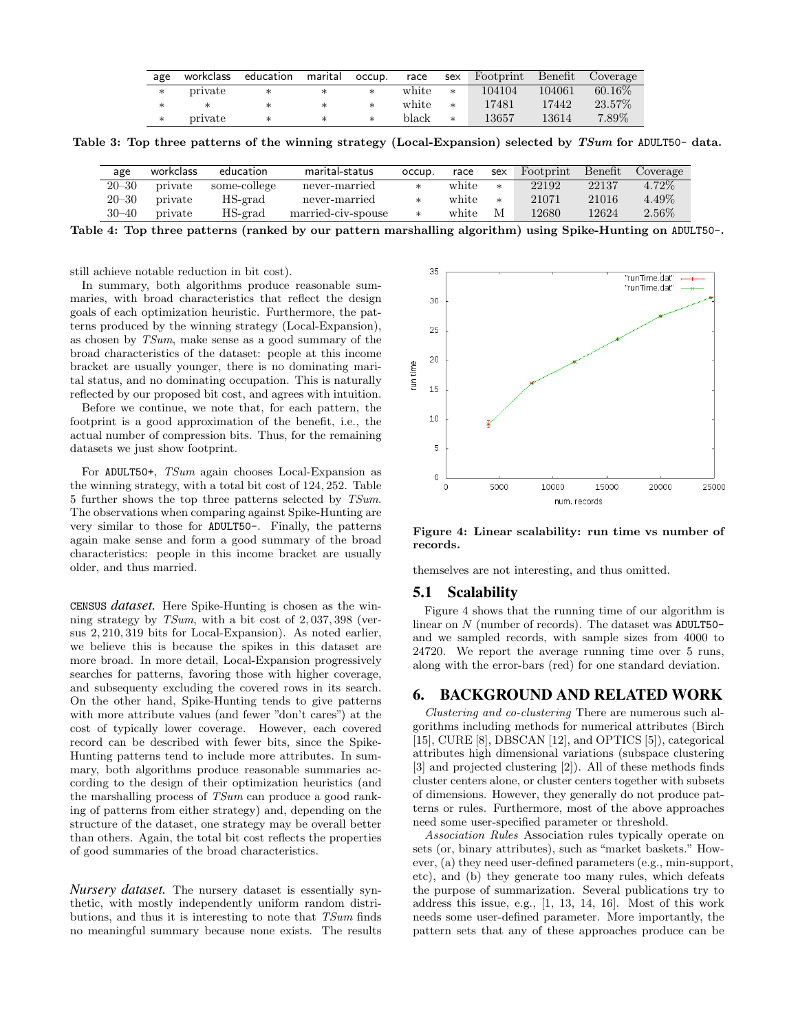| age | workclass | education | marital | occup. | race | sex | Footprint | Benefit | Coverage |
|---|---|---|---|---|---|---|---|---|---|
| * | private | * | * | * | white | * | 104104 | 104061 | 60.16% |
| * | * | * | * | * | white | * | 17481 | 17442 | 23.57% |
| * | private | * | * | * | black | * | 13657 | 13614 | 7.89% |

**Table 3: Top three patterns of the winning strategy (Local-Expansion) selected by *TSum* for ADULT50- data.**

| age | workclass | education | marital-status | occup. | race | sex | Footprint | Benefit | Coverage |
|---|---|---|---|---|---|---|---|---|---|
| 20–30 | private | some-college | never-married | * | white | * | 22192 | 22137 | 4.72% |
| 20–30 | private | HS-grad | never-married | * | white | * | 21071 | 21016 | 4.49% |
| 30–40 | private | HS-grad | married-civ-spouse | * | white | M | 12680 | 12624 | 2.56% |

**Table 4: Top three patterns (ranked by our pattern marshalling algorithm) using Spike-Hunting on ADULT50-.**

still achieve notable reduction in bit cost).

In summary, both algorithms produce reasonable summaries, with broad characteristics that reflect the design goals of each optimization heuristic. Furthermore, the patterns produced by the winning strategy (Local-Expansion), as chosen by *TSum*, make sense as a good summary of the broad characteristics of the dataset: people at this income bracket are usually younger, there is no dominating marital status, and no dominating occupation. This is naturally reflected by our proposed bit cost, and agrees with intuition.

Before we continue, we note that, for each pattern, the footprint is a good approximation of the benefit, i.e., the actual number of compression bits. Thus, for the remaining datasets we just show footprint.

For ADULT50+, *TSum* again chooses Local-Expansion as the winning strategy, with a total bit cost of 124, 252. Table 5 further shows the top three patterns selected by *TSum*. The observations when comparing against Spike-Hunting are very similar to those for ADULT50-. Finally, the patterns again make sense and form a good summary of the broad characteristics: people in this income bracket are usually older, and thus married.

**CENSUS *dataset.*** Here Spike-Hunting is chosen as the winning strategy by *TSum*, with a bit cost of 2, 037, 398 (versus 2, 210, 319 bits for Local-Expansion). As noted earlier, we believe this is because the spikes in this dataset are more broad. In more detail, Local-Expansion progressively searches for patterns, favoring those with higher coverage, and subsequenty excluding the covered rows in its search. On the other hand, Spike-Hunting tends to give patterns with more attribute values (and fewer "don't cares") at the cost of typically lower coverage. However, each covered record can be described with fewer bits, since the Spike-Hunting patterns tend to include more attributes. In summary, both algorithms produce reasonable summaries according to the design of their optimization heuristics (and the marshalling process of *TSum* can produce a good ranking of patterns from either strategy) and, depending on the structure of the dataset, one strategy may be overall better than others. Again, the total bit cost reflects the properties of good summaries of the broad characteristics.

***Nursery dataset.*** The nursery dataset is essentially synthetic, with mostly independently uniform random distributions, and thus it is interesting to note that *TSum* finds no meaningful summary because none exists. The results themselves are not interesting, and thus omitted.

**Figure 4: Linear scalability: run time vs number of records.**

## 5.1 Scalability

Figure 4 shows that the running time of our algorithm is linear on $N$ (number of records). The dataset was ADULT50- and we sampled records, with sample sizes from 4000 to 24720. We report the average running time over 5 runs, along with the error-bars (red) for one standard deviation.

# 6. BACKGROUND AND RELATED WORK

*Clustering and co-clustering* There are numerous such algorithms including methods for numerical attributes (Birch [15], CURE [8], DBSCAN [12], and OPTICS [5]), categorical attributes high dimensional variations (subspace clustering [3] and projected clustering [2]). All of these methods finds cluster centers alone, or cluster centers together with subsets of dimensions. However, they generally do not produce patterns or rules. Furthermore, most of the above approaches need some user-specified parameter or threshold.

*Association Rules* Association rules typically operate on sets (or, binary attributes), such as "market baskets." However, (a) they need user-defined parameters (e.g., min-support, etc), and (b) they generate too many rules, which defeats the purpose of summarization. Several publications try to address this issue, e.g., [1, 13, 14, 16]. Most of this work needs some user-defined parameter. More importantly, the pattern sets that any of these approaches produce can be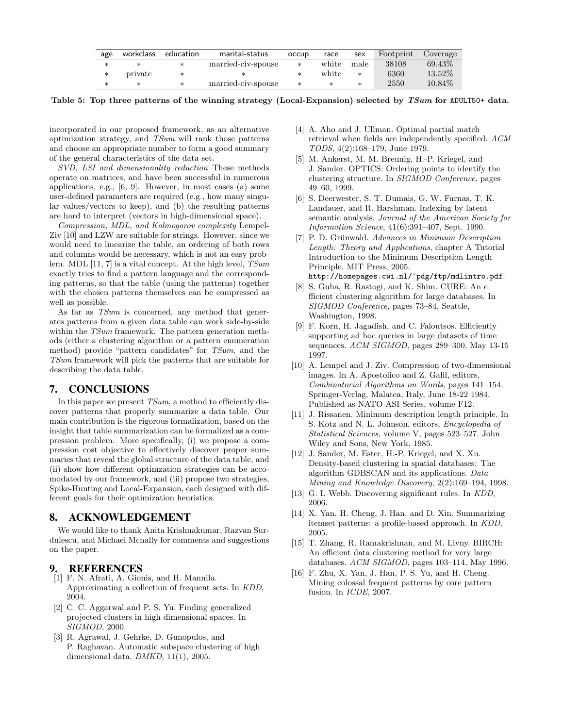| age | workclass | education | marital-status | occup. | race | sex | Footprint | Coverage |
|---|---|---|---|---|---|---|---|---|
| * | * | * | married-civ-spouse | * | white | male | 38108 | 69.43% |
| * | private | * | * | * | white | * | 6360 | 13.52% |
| * | * | * | married-civ-spouse | * | * | * | 2550 | 10.84% |

**Table 5: Top three patterns of the winning strategy (Local-Expansion) selected by *TSum* for ADULT50+ data.**

incorporated in our proposed framework, as an alternative optimization strategy, and *TSum* will rank those patterns and choose an appropriate number to form a good summary of the general characteristics of the data set.

*SVD, LSI and dimensionality reduction* These methods operate on matrices, and have been successful in numerous applications, e.g., [6, 9]. However, in most cases (a) some user-defined parameters are required (e.g., how many singular values/vectors to keep), and (b) the resulting patterns are hard to interpret (vectors in high-dimensional space).

*Compression, MDL, and Kolmogorov complexity* Lempel-Ziv [10] and LZW are suitable for strings. However, since we would need to linearize the table, an ordering of both rows and columns would be necessary, which is not an easy problem. MDL [11, 7] is a vital concept. At the high level, *TSum* exactly tries to find a pattern language and the corresponding patterns, so that the table (using the patterns) together with the chosen patterns themselves can be compressed as well as possible.

As far as *TSum* is concerned, any method that generates patterns from a given data table can work side-by-side within the *TSum* framework. The pattern generation methods (either a clustering algorithm or a pattern enumeration method) provide "pattern candidates" for *TSum*, and the *TSum* framework will pick the patterns that are suitable for describing the data table.

## 7. CONCLUSIONS

In this paper we present *TSum*, a method to efficiently discover patterns that properly summarize a data table. Our main contribution is the rigorous formalization, based on the insight that table summarization can be formalized as a compression problem. More specifically, (i) we propose a compression cost objective to effectively discover proper summaries that reveal the global structure of the data table, and (ii) show how different optimzation strategies can be accomodated by our framework, and (iii) propose two strategies, Spike-Hunting and Local-Expansion, each designed with different goals for their optimization heuristics.

## 8. ACKNOWLEDGEMENT

We would like to thank Anita Krishnakumar, Razvan Surdulescu, and Michael Mcnally for comments and suggestions on the paper.

## 9. REFERENCES

[1] F. N. Afrati, A. Gionis, and H. Mannila. Approximating a collection of frequent sets. In *KDD*, 2004.

[2] C. C. Aggarwal and P. S. Yu. Finding generalized projected clusters in high dimensional spaces. In *SIGMOD*, 2000.

[3] R. Agrawal, J. Gehrke, D. Gunopulos, and P. Raghavan. Automatic subspace clustering of high dimensional data. *DMKD*, 11(1), 2005.

[4] A. Aho and J. Ullman. Optimal partial match retrieval when fields are independently specified. *ACM TODS*, 4(2):168–179, June 1979.

[5] M. Ankerst, M. M. Breunig, H.-P. Kriegel, and J. Sander. OPTICS: Ordering points to identify the clustering structure. In *SIGMOD Conference*, pages 49–60, 1999.

[6] S. Deerwester, S. T. Dumais, G. W. Furnas, T. K. Landauer, and R. Harshman. Indexing by latent semantic analysis. *Journal of the American Society for Information Science*, 41(6):391–407, Sept. 1990.

[7] P. D. Grünwald. *Advances in Minimum Description Length: Theory and Applications*, chapter A Tutorial Introduction to the Minimum Description Length Principle. MIT Press, 2005. http://homepages.cwi.nl/~pdg/ftp/mdlintro.pdf.

[8] S. Guha, R. Rastogi, and K. Shim. CURE: An e fficient clustering algorithm for large databases. In *SIGMOD Conference*, pages 73–84, Seattle, Washington, 1998.

[9] F. Korn, H. Jagadish, and C. Faloutsos. Efficiently supporting ad hoc queries in large datasets of time sequences. *ACM SIGMOD*, pages 289–300, May 13-15 1997.

[10] A. Lempel and J. Ziv. Compression of two-dimensional images. In A. Apostolico and Z. Galil, editors, *Combinatorial Algorithms on Words*, pages 141–154. Springer-Verlag, Malatea, Italy, June 18-22 1984. Published as NATO ASI Series, volume F12.

[11] J. Rissanen. Minimum description length principle. In S. Kotz and N. L. Johnson, editors, *Encyclopedia of Statistical Sciences*, volume V, pages 523–527. John Wiley and Sons, New York, 1985.

[12] J. Sander, M. Ester, H.-P. Kriegel, and X. Xu. Density-based clustering in spatial databases: The algorithm GDBSCAN and its applications. *Data Mining and Knowledge Discovery*, 2(2):169–194, 1998.

[13] G. I. Webb. Discovering significant rules. In *KDD*, 2006.

[14] X. Yan, H. Cheng, J. Han, and D. Xin. Summarizing itemset patterns: a profile-based approach. In *KDD*, 2005.

[15] T. Zhang, R. Ramakrishnan, and M. Livny. BIRCH: An efficient data clustering method for very large databases. *ACM SIGMOD*, pages 103–114, May 1996.

[16] F. Zhu, X. Yan, J. Han, P. S. Yu, and H. Cheng. Mining colossal frequent patterns by core pattern fusion. In *ICDE*, 2007.